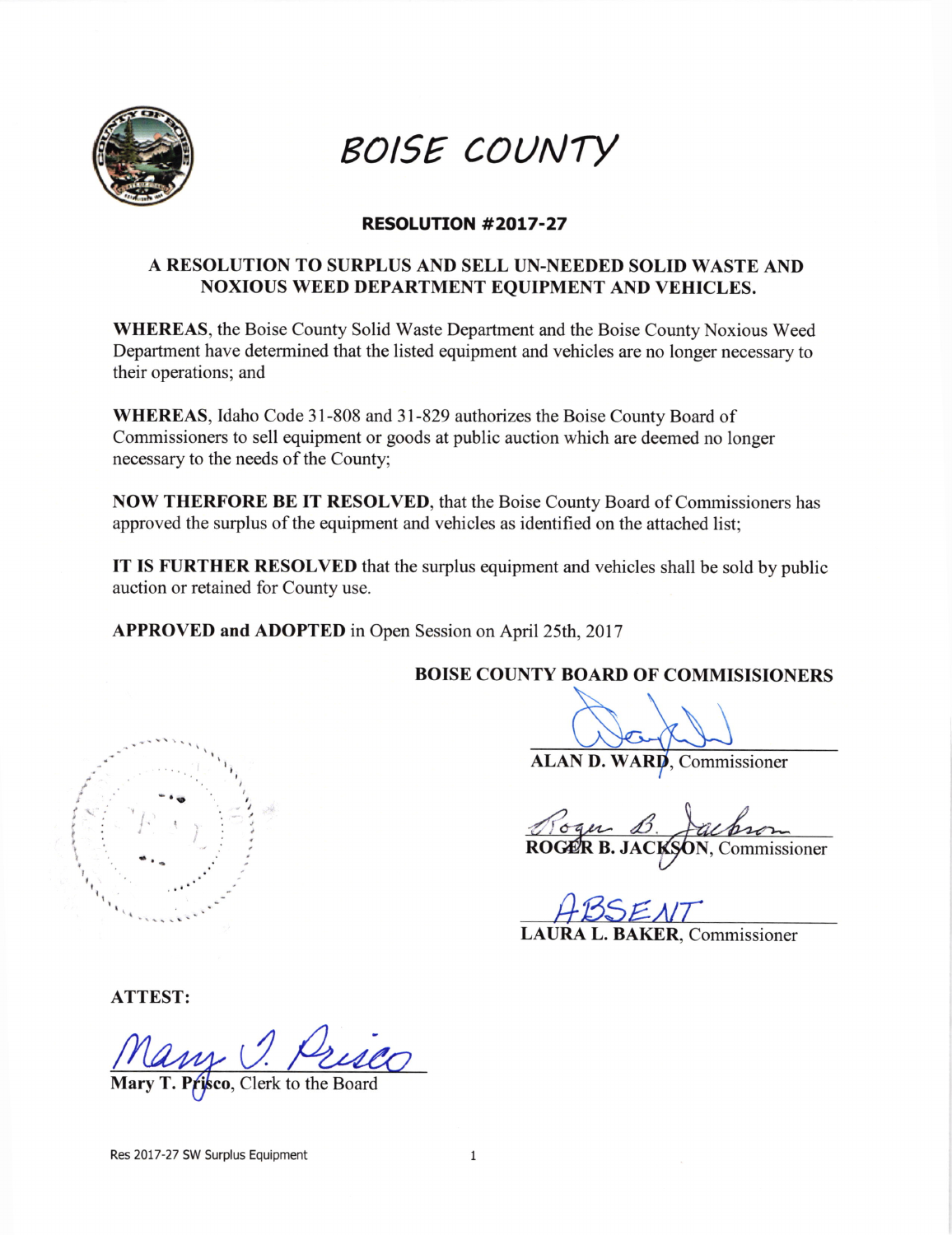# BOISE COUNTY

## RESOLUTION #2017-27

### A RESOLUTION TO SURPLUS AND SELL UN-NEEDED SOLID WASTE AND NOXIOUS WEED DEPARTMENT EQUIPMENT AND VEHICLES.

**WHEREAS**, the Boise County Solid Waste Department and the Boise County Noxious Weed Department have determined that the listed equipment and vehicles are no longer necessary to their operations; and

**WHEREAS**, Idaho Code 31-808 and 31-829 authorizes the Boise County Board of Commissioners to sell equipment or goods at public auction which are deemed no longer necessary to the needs of the County;

**NOW THERFORE BE IT RESOLVED**, that the Boise County Board of Commissioners has approved the surplus of the equipment and vehicles as identified on the attached list;

**IT IS FURTHER RESOLVED** that the surplus equipment and vehicles shall be sold by public auction or retained for County use.

**APPROVED and ADOPTED** in Open Session on April 25th, 2017

**BOISE COUNTY BOARD OF COMMISISIONERS**

**ALAN D. WARD**, Commissioner

**ROGER B. JACKSON**, Commissioner

ABSENT
**LAURA L. BAKER**, Commissioner

**ATTEST:**

**Mary T. Prisco**, Clerk to the Board

Res 2017-27 SW Surplus Equipment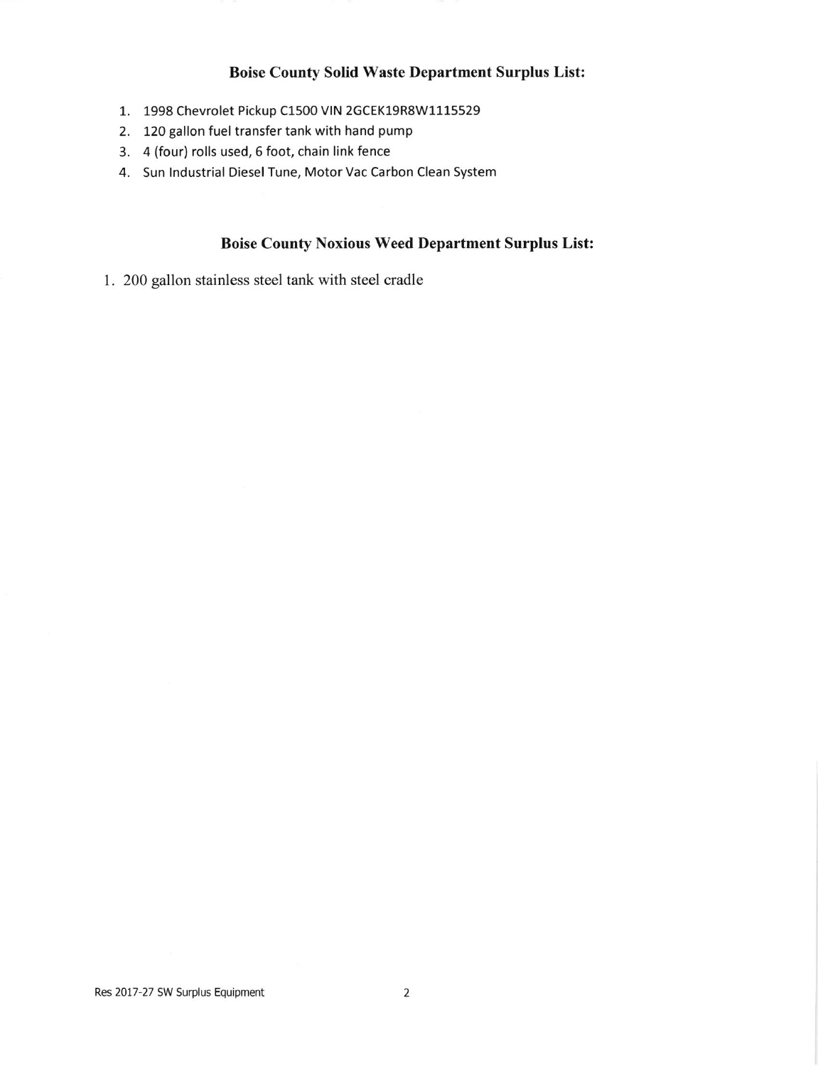## Boise County Solid Waste Department Surplus List:

1. 1998 Chevrolet Pickup C1500 VIN 2GCEK19R8W1115529
2. 120 gallon fuel transfer tank with hand pump
3. 4 (four) rolls used, 6 foot, chain link fence
4. Sun Industrial Diesel Tune, Motor Vac Carbon Clean System

## Boise County Noxious Weed Department Surplus List:

1. 200 gallon stainless steel tank with steel cradle